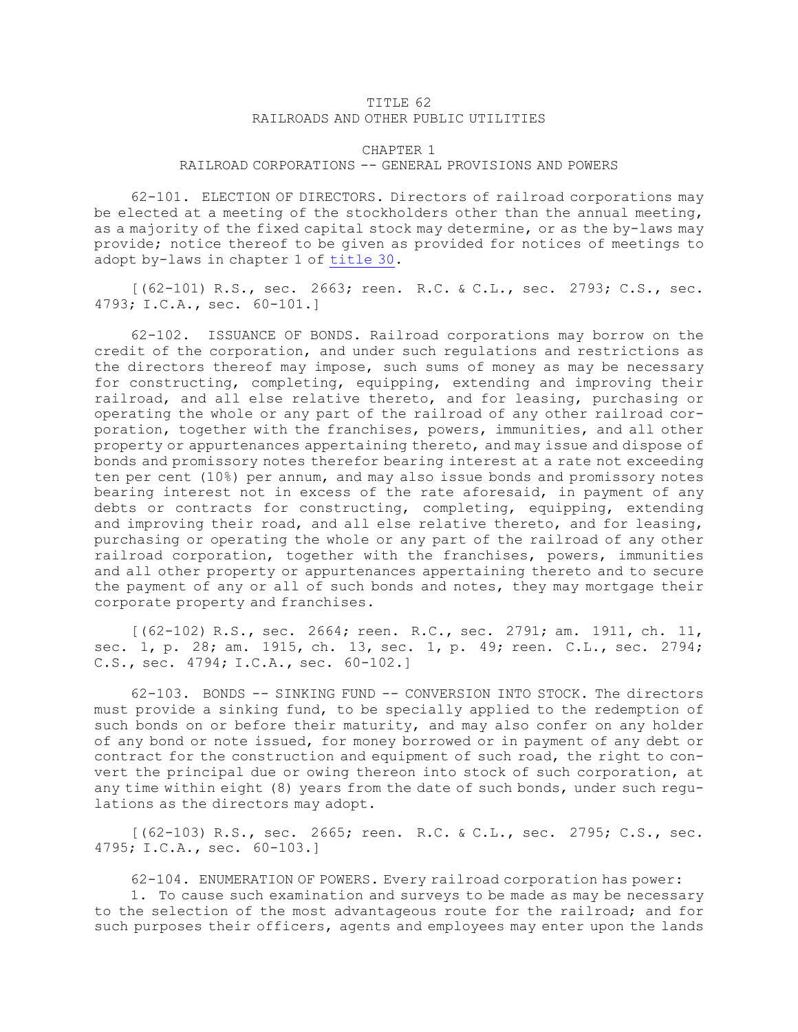# TITLE 62
# RAILROADS AND OTHER PUBLIC UTILITIES

## CHAPTER 1
## RAILROAD CORPORATIONS -- GENERAL PROVISIONS AND POWERS

62-101. ELECTION OF DIRECTORS. Directors of railroad corporations may be elected at a meeting of the stockholders other than the annual meeting, as a majority of the fixed capital stock may determine, or as the by-laws may provide; notice thereof to be given as provided for notices of meetings to adopt by-laws in chapter 1 of title 30.

[(62-101) R.S., sec. 2663; reen. R.C. & C.L., sec. 2793; C.S., sec. 4793; I.C.A., sec. 60-101.]

62-102. ISSUANCE OF BONDS. Railroad corporations may borrow on the credit of the corporation, and under such regulations and restrictions as the directors thereof may impose, such sums of money as may be necessary for constructing, completing, equipping, extending and improving their railroad, and all else relative thereto, and for leasing, purchasing or operating the whole or any part of the railroad of any other railroad corporation, together with the franchises, powers, immunities, and all other property or appurtenances appertaining thereto, and may issue and dispose of bonds and promissory notes therefor bearing interest at a rate not exceeding ten per cent (10%) per annum, and may also issue bonds and promissory notes bearing interest not in excess of the rate aforesaid, in payment of any debts or contracts for constructing, completing, equipping, extending and improving their road, and all else relative thereto, and for leasing, purchasing or operating the whole or any part of the railroad of any other railroad corporation, together with the franchises, powers, immunities and all other property or appurtenances appertaining thereto and to secure the payment of any or all of such bonds and notes, they may mortgage their corporate property and franchises.

[(62-102) R.S., sec. 2664; reen. R.C., sec. 2791; am. 1911, ch. 11, sec. 1, p. 28; am. 1915, ch. 13, sec. 1, p. 49; reen. C.L., sec. 2794; C.S., sec. 4794; I.C.A., sec. 60-102.]

62-103. BONDS -- SINKING FUND -- CONVERSION INTO STOCK. The directors must provide a sinking fund, to be specially applied to the redemption of such bonds on or before their maturity, and may also confer on any holder of any bond or note issued, for money borrowed or in payment of any debt or contract for the construction and equipment of such road, the right to convert the principal due or owing thereon into stock of such corporation, at any time within eight (8) years from the date of such bonds, under such regulations as the directors may adopt.

[(62-103) R.S., sec. 2665; reen. R.C. & C.L., sec. 2795; C.S., sec. 4795; I.C.A., sec. 60-103.]

62-104. ENUMERATION OF POWERS. Every railroad corporation has power:

1. To cause such examination and surveys to be made as may be necessary to the selection of the most advantageous route for the railroad; and for such purposes their officers, agents and employees may enter upon the lands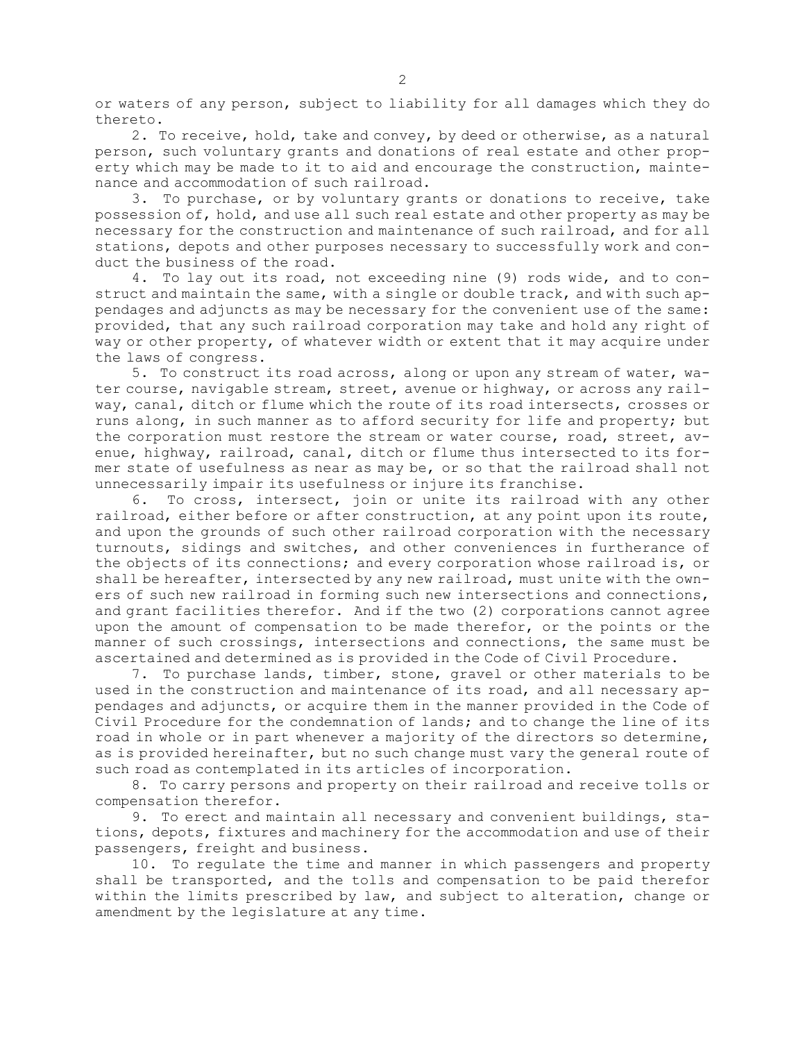or waters of any person, subject to liability for all damages which they do thereto.

2. To receive, hold, take and convey, by deed or otherwise, as a natural person, such voluntary grants and donations of real estate and other property which may be made to it to aid and encourage the construction, maintenance and accommodation of such railroad.

3. To purchase, or by voluntary grants or donations to receive, take possession of, hold, and use all such real estate and other property as may be necessary for the construction and maintenance of such railroad, and for all stations, depots and other purposes necessary to successfully work and conduct the business of the road.

4. To lay out its road, not exceeding nine (9) rods wide, and to construct and maintain the same, with a single or double track, and with such appendages and adjuncts as may be necessary for the convenient use of the same: provided, that any such railroad corporation may take and hold any right of way or other property, of whatever width or extent that it may acquire under the laws of congress.

5. To construct its road across, along or upon any stream of water, water course, navigable stream, street, avenue or highway, or across any railway, canal, ditch or flume which the route of its road intersects, crosses or runs along, in such manner as to afford security for life and property; but the corporation must restore the stream or water course, road, street, avenue, highway, railroad, canal, ditch or flume thus intersected to its former state of usefulness as near as may be, or so that the railroad shall not unnecessarily impair its usefulness or injure its franchise.

6. To cross, intersect, join or unite its railroad with any other railroad, either before or after construction, at any point upon its route, and upon the grounds of such other railroad corporation with the necessary turnouts, sidings and switches, and other conveniences in furtherance of the objects of its connections; and every corporation whose railroad is, or shall be hereafter, intersected by any new railroad, must unite with the owners of such new railroad in forming such new intersections and connections, and grant facilities therefor. And if the two (2) corporations cannot agree upon the amount of compensation to be made therefor, or the points or the manner of such crossings, intersections and connections, the same must be ascertained and determined as is provided in the Code of Civil Procedure.

7. To purchase lands, timber, stone, gravel or other materials to be used in the construction and maintenance of its road, and all necessary appendages and adjuncts, or acquire them in the manner provided in the Code of Civil Procedure for the condemnation of lands; and to change the line of its road in whole or in part whenever a majority of the directors so determine, as is provided hereinafter, but no such change must vary the general route of such road as contemplated in its articles of incorporation.

8. To carry persons and property on their railroad and receive tolls or compensation therefor.

9. To erect and maintain all necessary and convenient buildings, stations, depots, fixtures and machinery for the accommodation and use of their passengers, freight and business.

10. To regulate the time and manner in which passengers and property shall be transported, and the tolls and compensation to be paid therefor within the limits prescribed by law, and subject to alteration, change or amendment by the legislature at any time.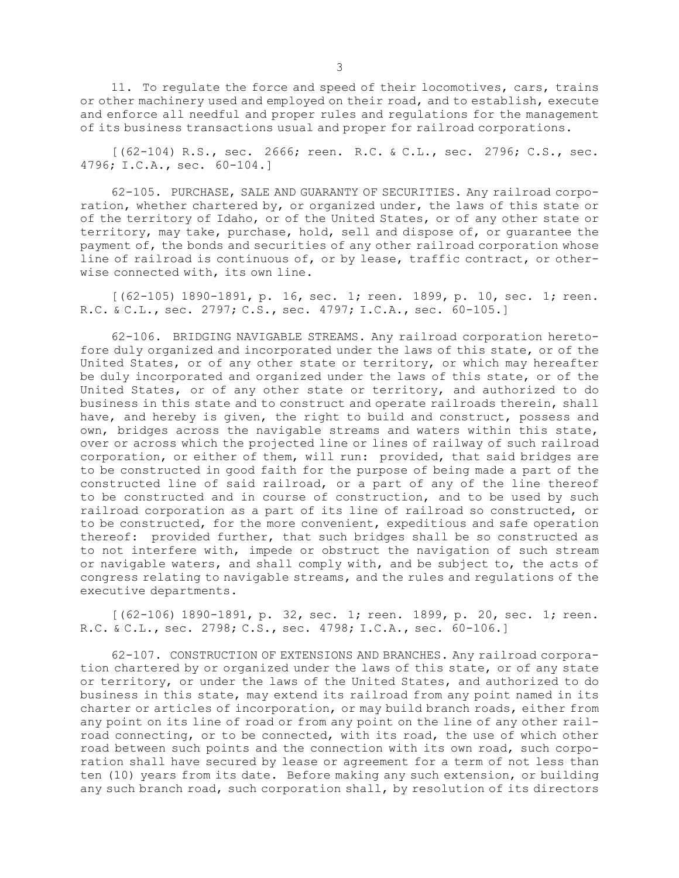11. To regulate the force and speed of their locomotives, cars, trains or other machinery used and employed on their road, and to establish, execute and enforce all needful and proper rules and regulations for the management of its business transactions usual and proper for railroad corporations.

[(62-104) R.S., sec. 2666; reen. R.C. & C.L., sec. 2796; C.S., sec. 4796; I.C.A., sec. 60-104.]

62-105. PURCHASE, SALE AND GUARANTY OF SECURITIES. Any railroad corporation, whether chartered by, or organized under, the laws of this state or of the territory of Idaho, or of the United States, or of any other state or territory, may take, purchase, hold, sell and dispose of, or guarantee the payment of, the bonds and securities of any other railroad corporation whose line of railroad is continuous of, or by lease, traffic contract, or otherwise connected with, its own line.

[(62-105) 1890-1891, p. 16, sec. 1; reen. 1899, p. 10, sec. 1; reen. R.C. & C.L., sec. 2797; C.S., sec. 4797; I.C.A., sec. 60-105.]

62-106. BRIDGING NAVIGABLE STREAMS. Any railroad corporation heretofore duly organized and incorporated under the laws of this state, or of the United States, or of any other state or territory, or which may hereafter be duly incorporated and organized under the laws of this state, or of the United States, or of any other state or territory, and authorized to do business in this state and to construct and operate railroads therein, shall have, and hereby is given, the right to build and construct, possess and own, bridges across the navigable streams and waters within this state, over or across which the projected line or lines of railway of such railroad corporation, or either of them, will run: provided, that said bridges are to be constructed in good faith for the purpose of being made a part of the constructed line of said railroad, or a part of any of the line thereof to be constructed and in course of construction, and to be used by such railroad corporation as a part of its line of railroad so constructed, or to be constructed, for the more convenient, expeditious and safe operation thereof: provided further, that such bridges shall be so constructed as to not interfere with, impede or obstruct the navigation of such stream or navigable waters, and shall comply with, and be subject to, the acts of congress relating to navigable streams, and the rules and regulations of the executive departments.

[(62-106) 1890-1891, p. 32, sec. 1; reen. 1899, p. 20, sec. 1; reen. R.C. & C.L., sec. 2798; C.S., sec. 4798; I.C.A., sec. 60-106.]

62-107. CONSTRUCTION OF EXTENSIONS AND BRANCHES. Any railroad corporation chartered by or organized under the laws of this state, or of any state or territory, or under the laws of the United States, and authorized to do business in this state, may extend its railroad from any point named in its charter or articles of incorporation, or may build branch roads, either from any point on its line of road or from any point on the line of any other railroad connecting, or to be connected, with its road, the use of which other road between such points and the connection with its own road, such corporation shall have secured by lease or agreement for a term of not less than ten (10) years from its date. Before making any such extension, or building any such branch road, such corporation shall, by resolution of its directors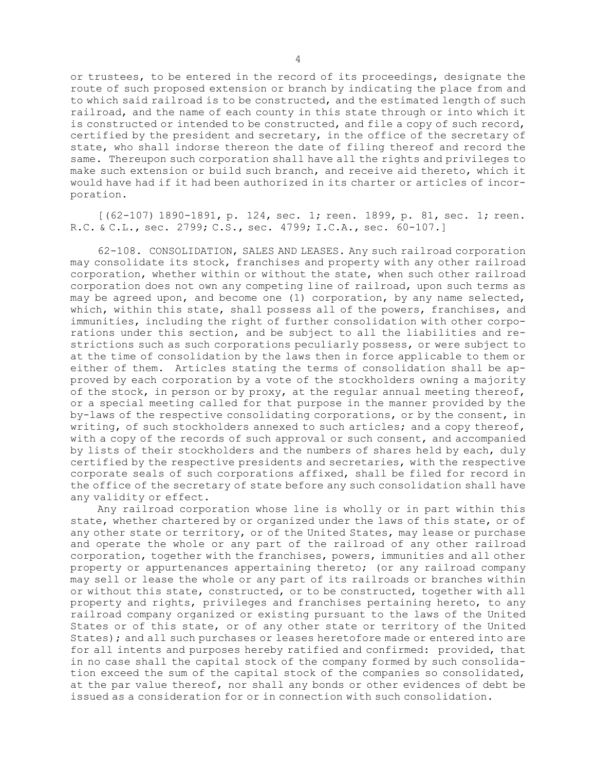or trustees, to be entered in the record of its proceedings, designate the route of such proposed extension or branch by indicating the place from and to which said railroad is to be constructed, and the estimated length of such railroad, and the name of each county in this state through or into which it is constructed or intended to be constructed, and file a copy of such record, certified by the president and secretary, in the office of the secretary of state, who shall indorse thereon the date of filing thereof and record the same. Thereupon such corporation shall have all the rights and privileges to make such extension or build such branch, and receive aid thereto, which it would have had if it had been authorized in its charter or articles of incorporation.

[(62-107) 1890-1891, p. 124, sec. 1; reen. 1899, p. 81, sec. 1; reen. R.C. & C.L., sec. 2799; C.S., sec. 4799; I.C.A., sec. 60-107.]

62-108. CONSOLIDATION, SALES AND LEASES. Any such railroad corporation may consolidate its stock, franchises and property with any other railroad corporation, whether within or without the state, when such other railroad corporation does not own any competing line of railroad, upon such terms as may be agreed upon, and become one (1) corporation, by any name selected, which, within this state, shall possess all of the powers, franchises, and immunities, including the right of further consolidation with other corporations under this section, and be subject to all the liabilities and restrictions such as such corporations peculiarly possess, or were subject to at the time of consolidation by the laws then in force applicable to them or either of them. Articles stating the terms of consolidation shall be approved by each corporation by a vote of the stockholders owning a majority of the stock, in person or by proxy, at the regular annual meeting thereof, or a special meeting called for that purpose in the manner provided by the by-laws of the respective consolidating corporations, or by the consent, in writing, of such stockholders annexed to such articles; and a copy thereof, with a copy of the records of such approval or such consent, and accompanied by lists of their stockholders and the numbers of shares held by each, duly certified by the respective presidents and secretaries, with the respective corporate seals of such corporations affixed, shall be filed for record in the office of the secretary of state before any such consolidation shall have any validity or effect.

Any railroad corporation whose line is wholly or in part within this state, whether chartered by or organized under the laws of this state, or of any other state or territory, or of the United States, may lease or purchase and operate the whole or any part of the railroad of any other railroad corporation, together with the franchises, powers, immunities and all other property or appurtenances appertaining thereto; (or any railroad company may sell or lease the whole or any part of its railroads or branches within or without this state, constructed, or to be constructed, together with all property and rights, privileges and franchises pertaining hereto, to any railroad company organized or existing pursuant to the laws of the United States or of this state, or of any other state or territory of the United States); and all such purchases or leases heretofore made or entered into are for all intents and purposes hereby ratified and confirmed: provided, that in no case shall the capital stock of the company formed by such consolidation exceed the sum of the capital stock of the companies so consolidated, at the par value thereof, nor shall any bonds or other evidences of debt be issued as a consideration for or in connection with such consolidation.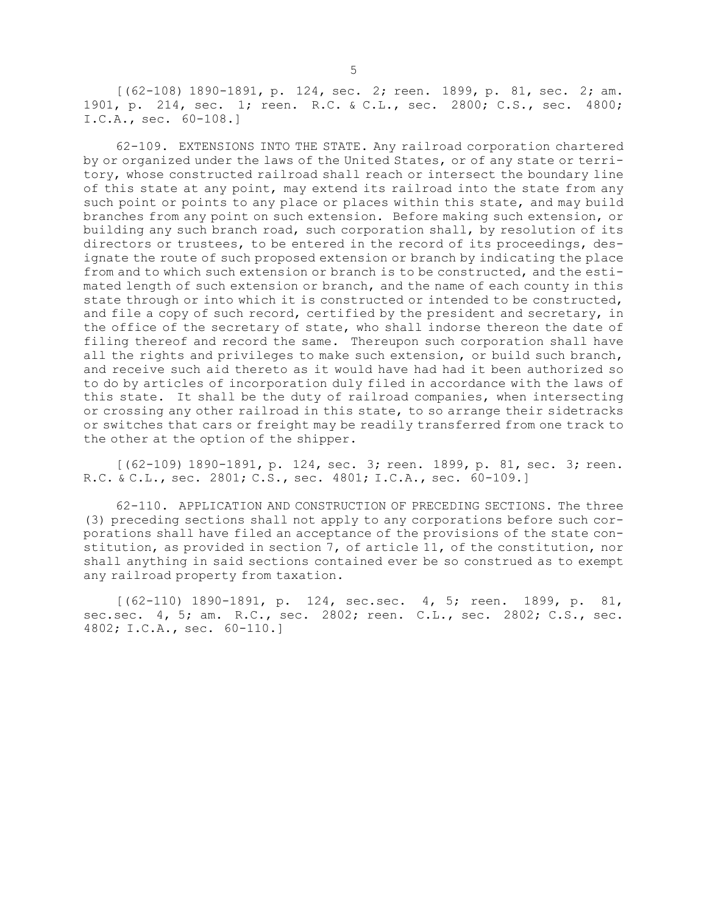[(62-108) 1890-1891, p. 124, sec. 2; reen. 1899, p. 81, sec. 2; am. 1901, p. 214, sec. 1; reen. R.C. & C.L., sec. 2800; C.S., sec. 4800; I.C.A., sec. 60-108.]

62-109. EXTENSIONS INTO THE STATE. Any railroad corporation chartered by or organized under the laws of the United States, or of any state or territory, whose constructed railroad shall reach or intersect the boundary line of this state at any point, may extend its railroad into the state from any such point or points to any place or places within this state, and may build branches from any point on such extension. Before making such extension, or building any such branch road, such corporation shall, by resolution of its directors or trustees, to be entered in the record of its proceedings, designate the route of such proposed extension or branch by indicating the place from and to which such extension or branch is to be constructed, and the estimated length of such extension or branch, and the name of each county in this state through or into which it is constructed or intended to be constructed, and file a copy of such record, certified by the president and secretary, in the office of the secretary of state, who shall indorse thereon the date of filing thereof and record the same. Thereupon such corporation shall have all the rights and privileges to make such extension, or build such branch, and receive such aid thereto as it would have had had it been authorized so to do by articles of incorporation duly filed in accordance with the laws of this state. It shall be the duty of railroad companies, when intersecting or crossing any other railroad in this state, to so arrange their sidetracks or switches that cars or freight may be readily transferred from one track to the other at the option of the shipper.

[(62-109) 1890-1891, p. 124, sec. 3; reen. 1899, p. 81, sec. 3; reen. R.C. & C.L., sec. 2801; C.S., sec. 4801; I.C.A., sec. 60-109.]

62-110. APPLICATION AND CONSTRUCTION OF PRECEDING SECTIONS. The three (3) preceding sections shall not apply to any corporations before such corporations shall have filed an acceptance of the provisions of the state constitution, as provided in section 7, of article 11, of the constitution, nor shall anything in said sections contained ever be so construed as to exempt any railroad property from taxation.

[(62-110) 1890-1891, p. 124, sec.sec. 4, 5; reen. 1899, p. 81, sec.sec. 4, 5; am. R.C., sec. 2802; reen. C.L., sec. 2802; C.S., sec. 4802; I.C.A., sec. 60-110.]